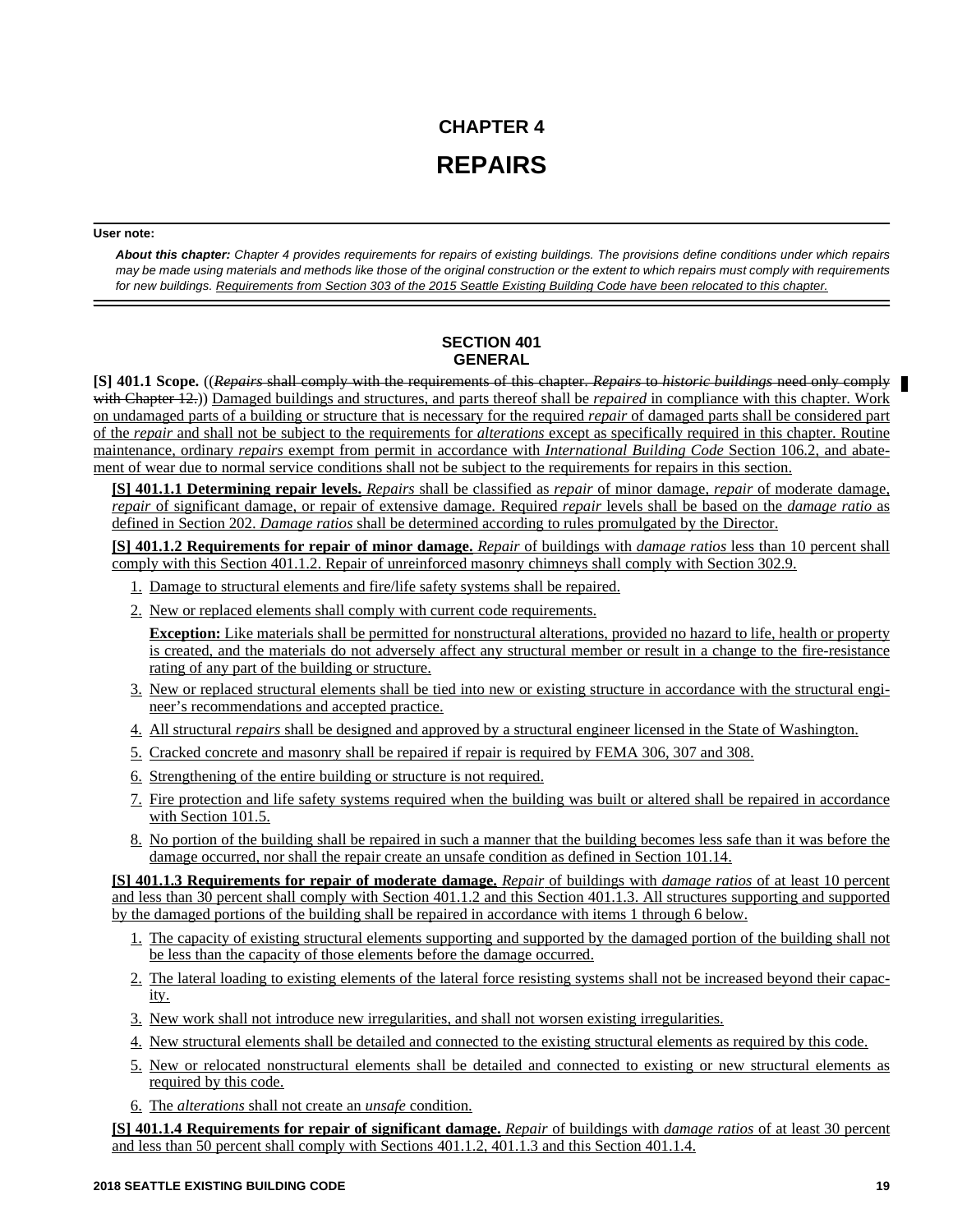# CHAPTER 4

# REPAIRS

**User note:**

***About this chapter:*** *Chapter 4 provides requirements for repairs of existing buildings. The provisions define conditions under which repairs may be made using materials and methods like those of the original construction or the extent to which repairs must comply with requirements for new buildings. Requirements from Section 303 of the 2015 Seattle Existing Building Code have been relocated to this chapter.*

## SECTION 401
## GENERAL

**[S] 401.1 Scope.** ((~~*Repairs* shall comply with the requirements of this chapter. *Repairs* to *historic buildings* need only comply with Chapter 12.~~)) Damaged buildings and structures, and parts thereof shall be *repaired* in compliance with this chapter. Work on undamaged parts of a building or structure that is necessary for the required *repair* of damaged parts shall be considered part of the *repair* and shall not be subject to the requirements for *alterations* except as specifically required in this chapter. Routine maintenance, ordinary *repairs* exempt from permit in accordance with *International Building Code* Section 106.2, and abatement of wear due to normal service conditions shall not be subject to the requirements for repairs in this section.

**[S] 401.1.1 Determining repair levels.** *Repairs* shall be classified as *repair* of minor damage, *repair* of moderate damage, *repair* of significant damage, or repair of extensive damage. Required *repair* levels shall be based on the *damage ratio* as defined in Section 202. *Damage ratios* shall be determined according to rules promulgated by the Director.

**[S] 401.1.2 Requirements for repair of minor damage.** *Repair* of buildings with *damage ratios* less than 10 percent shall comply with this Section 401.1.2. Repair of unreinforced masonry chimneys shall comply with Section 302.9.

1. Damage to structural elements and fire/life safety systems shall be repaired.
2. New or replaced elements shall comply with current code requirements.

   **Exception:** Like materials shall be permitted for nonstructural alterations, provided no hazard to life, health or property is created, and the materials do not adversely affect any structural member or result in a change to the fire-resistance rating of any part of the building or structure.

3. New or replaced structural elements shall be tied into new or existing structure in accordance with the structural engineer's recommendations and accepted practice.
4. All structural *repairs* shall be designed and approved by a structural engineer licensed in the State of Washington.
5. Cracked concrete and masonry shall be repaired if repair is required by FEMA 306, 307 and 308.
6. Strengthening of the entire building or structure is not required.
7. Fire protection and life safety systems required when the building was built or altered shall be repaired in accordance with Section 101.5.
8. No portion of the building shall be repaired in such a manner that the building becomes less safe than it was before the damage occurred, nor shall the repair create an unsafe condition as defined in Section 101.14.

**[S] 401.1.3 Requirements for repair of moderate damage.** *Repair* of buildings with *damage ratios* of at least 10 percent and less than 30 percent shall comply with Section 401.1.2 and this Section 401.1.3. All structures supporting and supported by the damaged portions of the building shall be repaired in accordance with items 1 through 6 below.

1. The capacity of existing structural elements supporting and supported by the damaged portion of the building shall not be less than the capacity of those elements before the damage occurred.
2. The lateral loading to existing elements of the lateral force resisting systems shall not be increased beyond their capacity.
3. New work shall not introduce new irregularities, and shall not worsen existing irregularities.
4. New structural elements shall be detailed and connected to the existing structural elements as required by this code.
5. New or relocated nonstructural elements shall be detailed and connected to existing or new structural elements as required by this code.
6. The *alterations* shall not create an *unsafe* condition.

**[S] 401.1.4 Requirements for repair of significant damage.** *Repair* of buildings with *damage ratios* of at least 30 percent and less than 50 percent shall comply with Sections 401.1.2, 401.1.3 and this Section 401.1.4.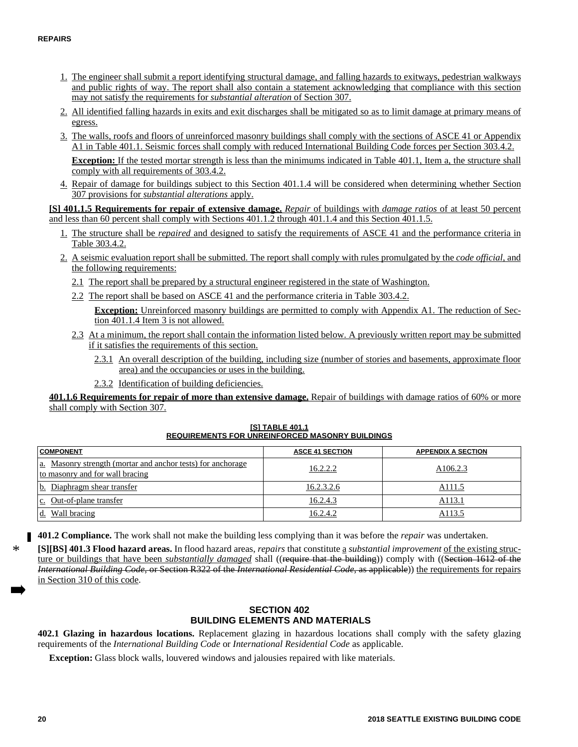1. The engineer shall submit a report identifying structural damage, and falling hazards to exitways, pedestrian walkways and public rights of way. The report shall also contain a statement acknowledging that compliance with this section may not satisfy the requirements for *substantial alteration* of Section 307.
2. All identified falling hazards in exits and exit discharges shall be mitigated so as to limit damage at primary means of egress.
3. The walls, roofs and floors of unreinforced masonry buildings shall comply with the sections of ASCE 41 or Appendix A1 in Table 401.1. Seismic forces shall comply with reduced International Building Code forces per Section 303.4.2.

   **Exception:** If the tested mortar strength is less than the minimums indicated in Table 401.1, Item a, the structure shall comply with all requirements of 303.4.2.
4. Repair of damage for buildings subject to this Section 401.1.4 will be considered when determining whether Section 307 provisions for *substantial alterations* apply.

**[S] 401.1.5 Requirements for repair of extensive damage.** *Repair* of buildings with *damage ratios* of at least 50 percent and less than 60 percent shall comply with Sections 401.1.2 through 401.1.4 and this Section 401.1.5.

1. The structure shall be *repaired* and designed to satisfy the requirements of ASCE 41 and the performance criteria in Table 303.4.2.
2. A seismic evaluation report shall be submitted. The report shall comply with rules promulgated by the *code official*, and the following requirements:

   2.1 The report shall be prepared by a structural engineer registered in the state of Washington.

   2.2 The report shall be based on ASCE 41 and the performance criteria in Table 303.4.2.

   **Exception:** Unreinforced masonry buildings are permitted to comply with Appendix A1. The reduction of Section 401.1.4 Item 3 is not allowed.

   2.3 At a minimum, the report shall contain the information listed below. A previously written report may be submitted if it satisfies the requirements of this section.

   2.3.1 An overall description of the building, including size (number of stories and basements, approximate floor area) and the occupancies or uses in the building.

   2.3.2 Identification of building deficiencies.

**401.1.6 Requirements for repair of more than extensive damage.** Repair of buildings with damage ratios of 60% or more shall comply with Section 307.

**[S] TABLE 401.1**
**REQUIREMENTS FOR UNREINFORCED MASONRY BUILDINGS**

| COMPONENT | ASCE 41 SECTION | APPENDIX A SECTION |
|---|---|---|
| a. Masonry strength (mortar and anchor tests) for anchorage to masonry and for wall bracing | 16.2.2.2 | A106.2.3 |
| b. Diaphragm shear transfer | 16.2.3.2.6 | A111.5 |
| c. Out-of-plane transfer | 16.2.4.3 | A113.1 |
| d. Wall bracing | 16.2.4.2 | A113.5 |

**401.2 Compliance.** The work shall not make the building less complying than it was before the *repair* was undertaken.

**[S][BS] 401.3 Flood hazard areas.** In flood hazard areas, *repairs* that constitute a *substantial improvement* of the existing structure or buildings that have been *substantially damaged* shall ((require that the building)) comply with ((Section 1612 of the *International Building Code*, or Section R322 of the *International Residential Code*, as applicable)) the requirements for repairs in Section 310 of this code.

## SECTION 402
## BUILDING ELEMENTS AND MATERIALS

**402.1 Glazing in hazardous locations.** Replacement glazing in hazardous locations shall comply with the safety glazing requirements of the *International Building Code* or *International Residential Code* as applicable.

**Exception:** Glass block walls, louvered windows and jalousies repaired with like materials.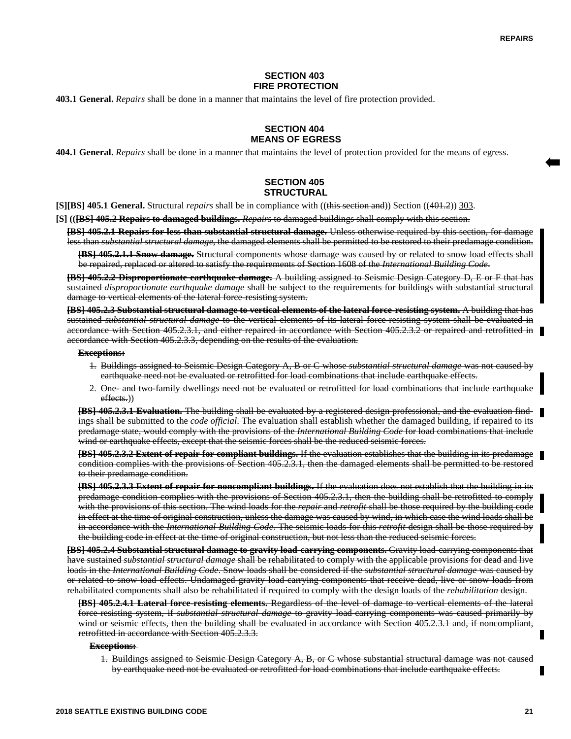## SECTION 403
## FIRE PROTECTION

**403.1 General.** *Repairs* shall be done in a manner that maintains the level of fire protection provided.

## SECTION 404
## MEANS OF EGRESS

**404.1 General.** *Repairs* shall be done in a manner that maintains the level of protection provided for the means of egress.

## SECTION 405
## STRUCTURAL

**[S][BS] 405.1 General.** Structural *repairs* shall be in compliance with ((~~this section and~~)) Section ((~~401.2~~)) 303.

**[S] ((~~[BS] 405.2 Repairs to damaged buildings.~~** ~~*Repairs* to damaged buildings shall comply with this section.~~

~~**[BS] 405.2.1 Repairs for less than substantial structural damage.** Unless otherwise required by this section, for damage less than *substantial structural damage*, the damaged elements shall be permitted to be restored to their predamage condition.~~

~~**[BS] 405.2.1.1 Snow damage.** Structural components whose damage was caused by or related to snow load effects shall be repaired, replaced or altered to satisfy the requirements of Section 1608 of the *International Building Code*.~~

~~**[BS] 405.2.2 Disproportionate earthquake damage.** A building assigned to Seismic Design Category D, E or F that has sustained *disproportionate earthquake damage* shall be subject to the requirements for buildings with substantial structural damage to vertical elements of the lateral force-resisting system.~~

~~**[BS] 405.2.3 Substantial structural damage to vertical elements of the lateral force-resisting system.** A building that has sustained *substantial structural damage* to the vertical elements of its lateral force-resisting system shall be evaluated in accordance with Section 405.2.3.1, and either repaired in accordance with Section 405.2.3.2 or repaired and retrofitted in accordance with Section 405.2.3.3, depending on the results of the evaluation.~~

~~**Exceptions:**~~

1. ~~Buildings assigned to Seismic Design Category A, B or C whose *substantial structural damage* was not caused by earthquake need not be evaluated or retrofitted for load combinations that include earthquake effects.~~
2. ~~One- and two-family dwellings need not be evaluated or retrofitted for load combinations that include earthquake effects.~~))

~~**[BS] 405.2.3.1 Evaluation.** The building shall be evaluated by a registered design professional, and the evaluation findings shall be submitted to the *code official*. The evaluation shall establish whether the damaged building, if repaired to its predamage state, would comply with the provisions of the *International Building Code* for load combinations that include wind or earthquake effects, except that the seismic forces shall be the reduced seismic forces.~~

~~**[BS] 405.2.3.2 Extent of repair for compliant buildings.** If the evaluation establishes that the building in its predamage condition complies with the provisions of Section 405.2.3.1, then the damaged elements shall be permitted to be restored to their predamage condition.~~

~~**[BS] 405.2.3.3 Extent of repair for noncompliant buildings.** If the evaluation does not establish that the building in its predamage condition complies with the provisions of Section 405.2.3.1, then the building shall be retrofitted to comply with the provisions of this section. The wind loads for the *repair* and *retrofit* shall be those required by the building code in effect at the time of original construction, unless the damage was caused by wind, in which case the wind loads shall be in accordance with the *International Building Code*. The seismic loads for this *retrofit* design shall be those required by the building code in effect at the time of original construction, but not less than the reduced seismic forces.~~

~~**[BS] 405.2.4 Substantial structural damage to gravity load-carrying components.** Gravity load-carrying components that have sustained *substantial structural damage* shall be rehabilitated to comply with the applicable provisions for dead and live loads in the *International Building Code*. Snow loads shall be considered if the *substantial structural damage* was caused by or related to snow load effects. Undamaged gravity load-carrying components that receive dead, live or snow loads from rehabilitated components shall also be rehabilitated if required to comply with the design loads of the *rehabilitation* design.~~

~~**[BS] 405.2.4.1 Lateral force-resisting elements.** Regardless of the level of damage to vertical elements of the lateral force-resisting system, if *substantial structural damage* to gravity load-carrying components was caused primarily by wind or seismic effects, then the building shall be evaluated in accordance with Section 405.2.3.1 and, if noncompliant, retrofitted in accordance with Section 405.2.3.3.~~

~~**Exceptions:**~~

1. ~~Buildings assigned to Seismic Design Category A, B, or C whose substantial structural damage was not caused by earthquake need not be evaluated or retrofitted for load combinations that include earthquake effects.~~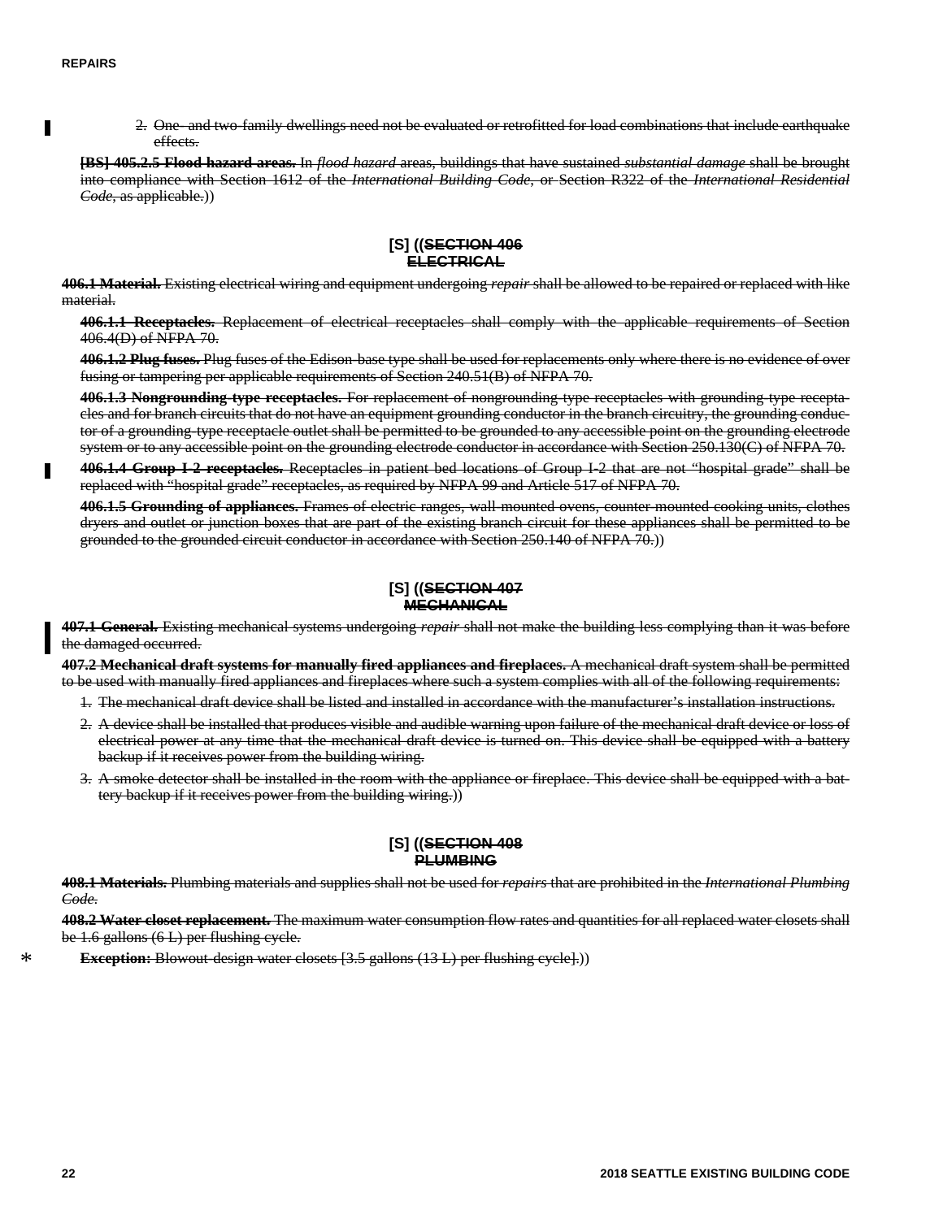2. ~~One- and two-family dwellings need not be evaluated or retrofitted for load combinations that include earthquake effects.~~

~~**[BS] 405.2.5 Flood hazard areas.** In *flood hazard* areas, buildings that have sustained *substantial damage* shall be brought into compliance with Section 1612 of the *International Building Code*, or Section R322 of the *International Residential Code*, as applicable.~~))

### [S] ((~~SECTION 406~~ ~~ELECTRICAL~~

~~**406.1 Material.** Existing electrical wiring and equipment undergoing *repair* shall be allowed to be repaired or replaced with like material.~~

~~**406.1.1 Receptacles.** Replacement of electrical receptacles shall comply with the applicable requirements of Section 406.4(D) of NFPA 70.~~

~~**406.1.2 Plug fuses.** Plug fuses of the Edison-base type shall be used for replacements only where there is no evidence of over fusing or tampering per applicable requirements of Section 240.51(B) of NFPA 70.~~

~~**406.1.3 Nongrounding-type receptacles.** For replacement of nongrounding-type receptacles with grounding-type receptacles and for branch circuits that do not have an equipment grounding conductor in the branch circuitry, the grounding conductor of a grounding-type receptacle outlet shall be permitted to be grounded to any accessible point on the grounding electrode system or to any accessible point on the grounding electrode conductor in accordance with Section 250.130(C) of NFPA 70.~~

~~**406.1.4 Group I-2 receptacles.** Receptacles in patient bed locations of Group I-2 that are not "hospital grade" shall be replaced with "hospital grade" receptacles, as required by NFPA 99 and Article 517 of NFPA 70.~~

~~**406.1.5 Grounding of appliances.** Frames of electric ranges, wall-mounted ovens, counter-mounted cooking units, clothes dryers and outlet or junction boxes that are part of the existing branch circuit for these appliances shall be permitted to be grounded to the grounded circuit conductor in accordance with Section 250.140 of NFPA 70.~~))

### [S] ((~~SECTION 407~~ ~~MECHANICAL~~

~~**407.1 General.** Existing mechanical systems undergoing *repair* shall not make the building less complying than it was before the damaged occurred.~~

~~**407.2 Mechanical draft systems for manually fired appliances and fireplaces.** A mechanical draft system shall be permitted to be used with manually fired appliances and fireplaces where such a system complies with all of the following requirements:~~

1. ~~The mechanical draft device shall be listed and installed in accordance with the manufacturer's installation instructions.~~
2. ~~A device shall be installed that produces visible and audible warning upon failure of the mechanical draft device or loss of electrical power at any time that the mechanical draft device is turned on. This device shall be equipped with a battery backup if it receives power from the building wiring.~~
3. ~~A smoke detector shall be installed in the room with the appliance or fireplace. This device shall be equipped with a battery backup if it receives power from the building wiring.~~))

### [S] ((~~SECTION 408~~ ~~PLUMBING~~

~~**408.1 Materials.** Plumbing materials and supplies shall not be used for *repairs* that are prohibited in the *International Plumbing Code*.~~

~~**408.2 Water closet replacement.** The maximum water consumption flow rates and quantities for all replaced water closets shall be 1.6 gallons (6 L) per flushing cycle.~~

~~**Exception:** Blowout-design water closets [3.5 gallons (13 L) per flushing cycle].~~))